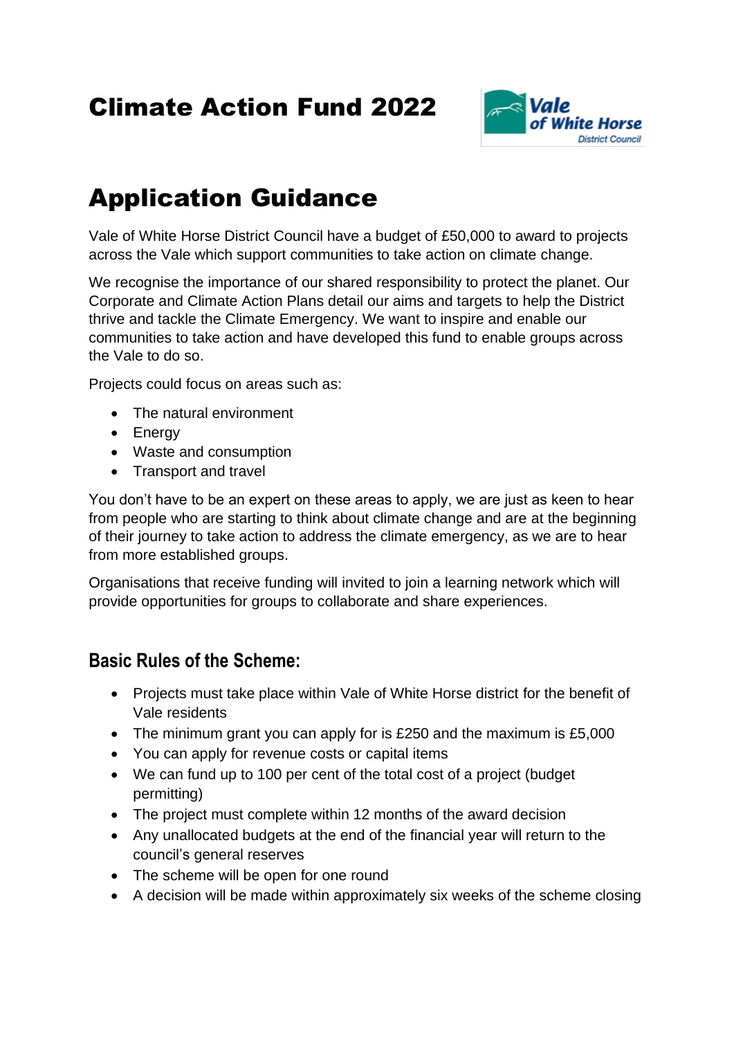# Climate Action Fund 2022

# Application Guidance

Vale of White Horse District Council have a budget of £50,000 to award to projects across the Vale which support communities to take action on climate change.

We recognise the importance of our shared responsibility to protect the planet. Our Corporate and Climate Action Plans detail our aims and targets to help the District thrive and tackle the Climate Emergency. We want to inspire and enable our communities to take action and have developed this fund to enable groups across the Vale to do so.

Projects could focus on areas such as:

- The natural environment
- Energy
- Waste and consumption
- Transport and travel

You don't have to be an expert on these areas to apply, we are just as keen to hear from people who are starting to think about climate change and are at the beginning of their journey to take action to address the climate emergency, as we are to hear from more established groups.

Organisations that receive funding will invited to join a learning network which will provide opportunities for groups to collaborate and share experiences.

## Basic Rules of the Scheme:

- Projects must take place within Vale of White Horse district for the benefit of Vale residents
- The minimum grant you can apply for is £250 and the maximum is £5,000
- You can apply for revenue costs or capital items
- We can fund up to 100 per cent of the total cost of a project (budget permitting)
- The project must complete within 12 months of the award decision
- Any unallocated budgets at the end of the financial year will return to the council's general reserves
- The scheme will be open for one round
- A decision will be made within approximately six weeks of the scheme closing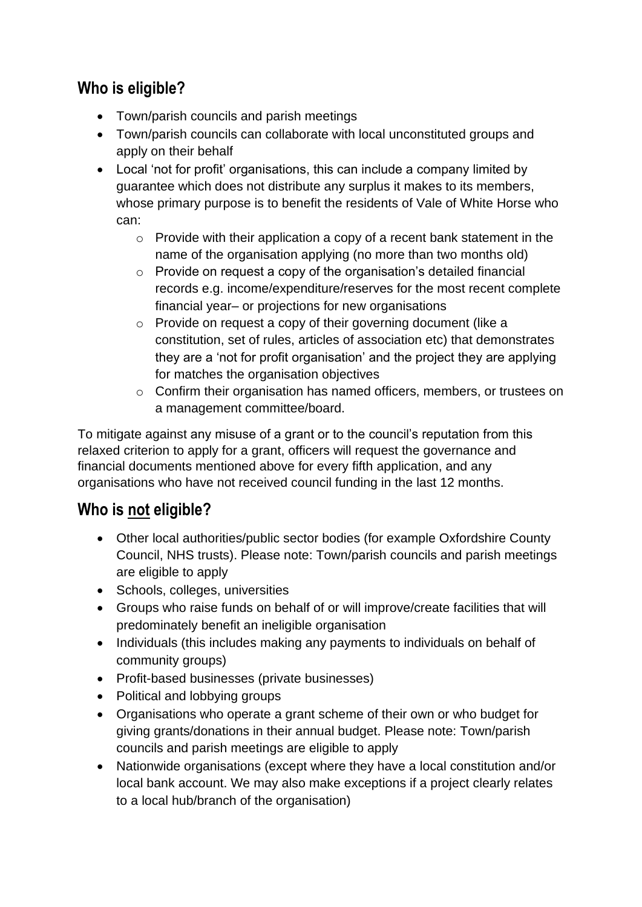## Who is eligible?

- Town/parish councils and parish meetings
- Town/parish councils can collaborate with local unconstituted groups and apply on their behalf
- Local 'not for profit' organisations, this can include a company limited by guarantee which does not distribute any surplus it makes to its members, whose primary purpose is to benefit the residents of Vale of White Horse who can:
    - Provide with their application a copy of a recent bank statement in the name of the organisation applying (no more than two months old)
    - Provide on request a copy of the organisation's detailed financial records e.g. income/expenditure/reserves for the most recent complete financial year– or projections for new organisations
    - Provide on request a copy of their governing document (like a constitution, set of rules, articles of association etc) that demonstrates they are a 'not for profit organisation' and the project they are applying for matches the organisation objectives
    - Confirm their organisation has named officers, members, or trustees on a management committee/board.

To mitigate against any misuse of a grant or to the council's reputation from this relaxed criterion to apply for a grant, officers will request the governance and financial documents mentioned above for every fifth application, and any organisations who have not received council funding in the last 12 months.

## Who is <u>not</u> eligible?

- Other local authorities/public sector bodies (for example Oxfordshire County Council, NHS trusts). Please note: Town/parish councils and parish meetings are eligible to apply
- Schools, colleges, universities
- Groups who raise funds on behalf of or will improve/create facilities that will predominately benefit an ineligible organisation
- Individuals (this includes making any payments to individuals on behalf of community groups)
- Profit-based businesses (private businesses)
- Political and lobbying groups
- Organisations who operate a grant scheme of their own or who budget for giving grants/donations in their annual budget. Please note: Town/parish councils and parish meetings are eligible to apply
- Nationwide organisations (except where they have a local constitution and/or local bank account. We may also make exceptions if a project clearly relates to a local hub/branch of the organisation)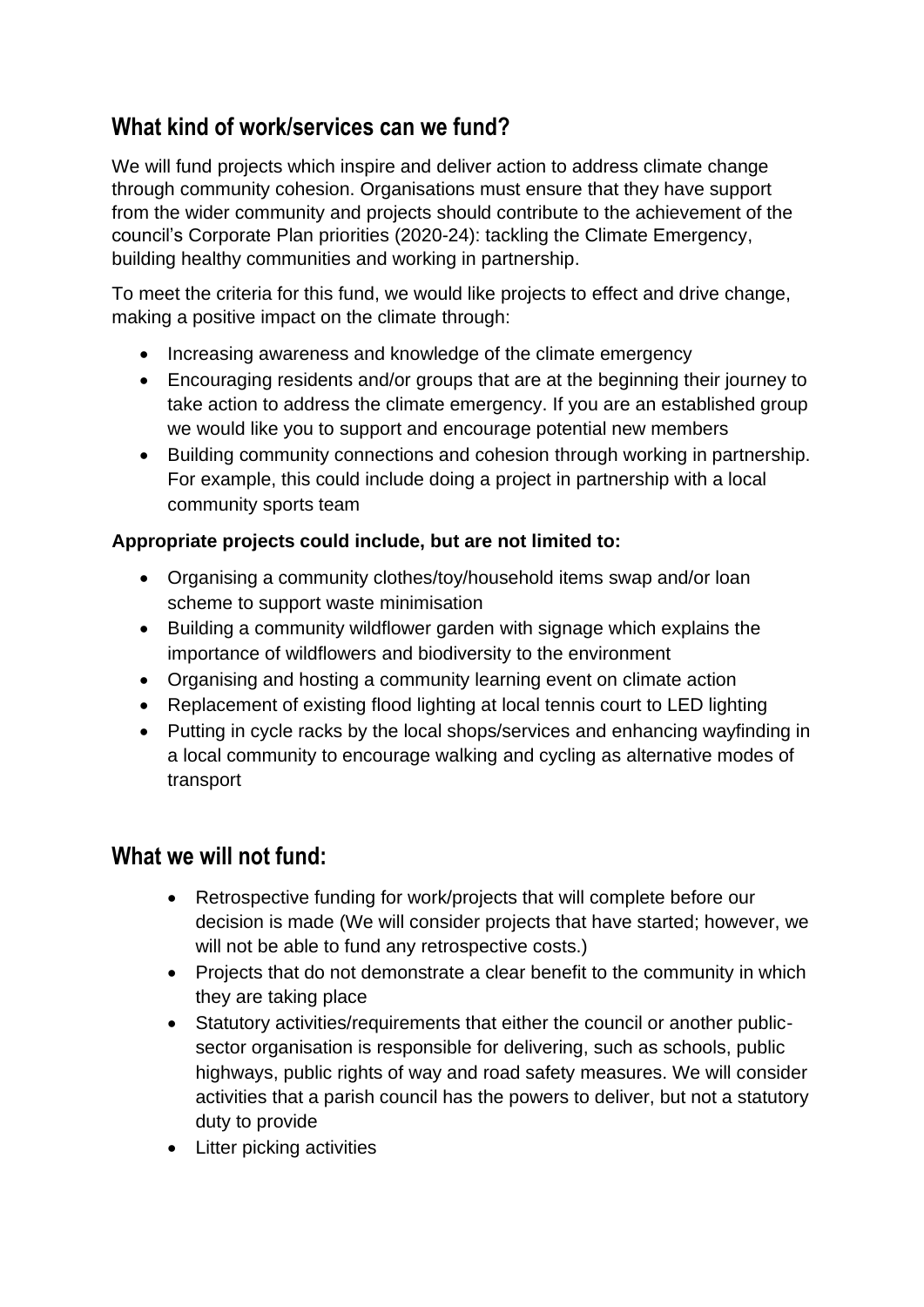## What kind of work/services can we fund?

We will fund projects which inspire and deliver action to address climate change through community cohesion. Organisations must ensure that they have support from the wider community and projects should contribute to the achievement of the council's Corporate Plan priorities (2020-24): tackling the Climate Emergency, building healthy communities and working in partnership.

To meet the criteria for this fund, we would like projects to effect and drive change, making a positive impact on the climate through:

- Increasing awareness and knowledge of the climate emergency
- Encouraging residents and/or groups that are at the beginning their journey to take action to address the climate emergency. If you are an established group we would like you to support and encourage potential new members
- Building community connections and cohesion through working in partnership. For example, this could include doing a project in partnership with a local community sports team

**Appropriate projects could include, but are not limited to:**

- Organising a community clothes/toy/household items swap and/or loan scheme to support waste minimisation
- Building a community wildflower garden with signage which explains the importance of wildflowers and biodiversity to the environment
- Organising and hosting a community learning event on climate action
- Replacement of existing flood lighting at local tennis court to LED lighting
- Putting in cycle racks by the local shops/services and enhancing wayfinding in a local community to encourage walking and cycling as alternative modes of transport

## What we will not fund:

- Retrospective funding for work/projects that will complete before our decision is made (We will consider projects that have started; however, we will not be able to fund any retrospective costs.)
- Projects that do not demonstrate a clear benefit to the community in which they are taking place
- Statutory activities/requirements that either the council or another public-sector organisation is responsible for delivering, such as schools, public highways, public rights of way and road safety measures. We will consider activities that a parish council has the powers to deliver, but not a statutory duty to provide
- Litter picking activities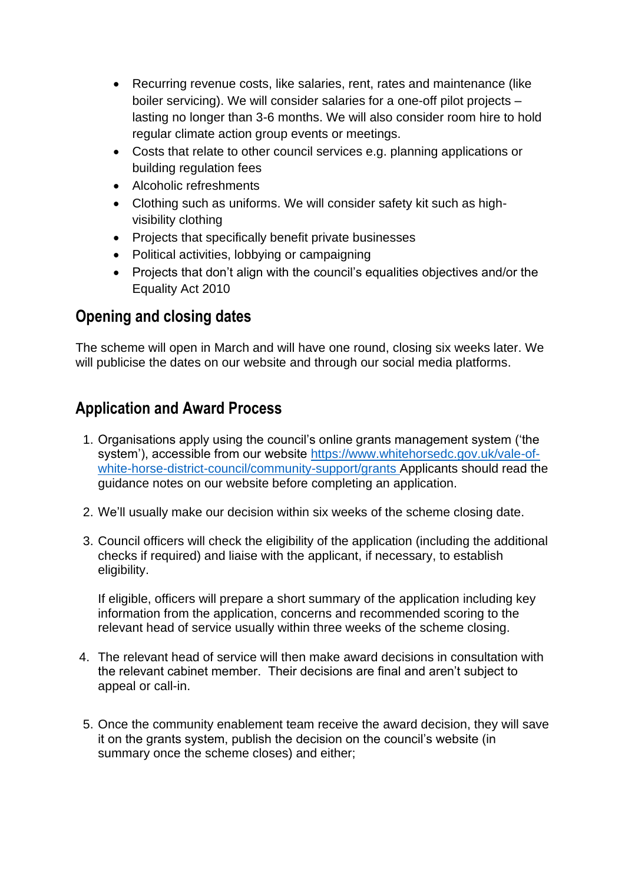- Recurring revenue costs, like salaries, rent, rates and maintenance (like boiler servicing). We will consider salaries for a one-off pilot projects – lasting no longer than 3-6 months. We will also consider room hire to hold regular climate action group events or meetings.
- Costs that relate to other council services e.g. planning applications or building regulation fees
- Alcoholic refreshments
- Clothing such as uniforms. We will consider safety kit such as high-visibility clothing
- Projects that specifically benefit private businesses
- Political activities, lobbying or campaigning
- Projects that don't align with the council's equalities objectives and/or the Equality Act 2010

## Opening and closing dates

The scheme will open in March and will have one round, closing six weeks later. We will publicise the dates on our website and through our social media platforms.

## Application and Award Process

1. Organisations apply using the council's online grants management system ('the system'), accessible from our website [https://www.whitehorsedc.gov.uk/vale-of-white-horse-district-council/community-support/grants](https://www.whitehorsedc.gov.uk/vale-of-white-horse-district-council/community-support/grants) Applicants should read the guidance notes on our website before completing an application.

2. We'll usually make our decision within six weeks of the scheme closing date.

3. Council officers will check the eligibility of the application (including the additional checks if required) and liaise with the applicant, if necessary, to establish eligibility.

   If eligible, officers will prepare a short summary of the application including key information from the application, concerns and recommended scoring to the relevant head of service usually within three weeks of the scheme closing.

4. The relevant head of service will then make award decisions in consultation with the relevant cabinet member. Their decisions are final and aren't subject to appeal or call-in.

5. Once the community enablement team receive the award decision, they will save it on the grants system, publish the decision on the council's website (in summary once the scheme closes) and either;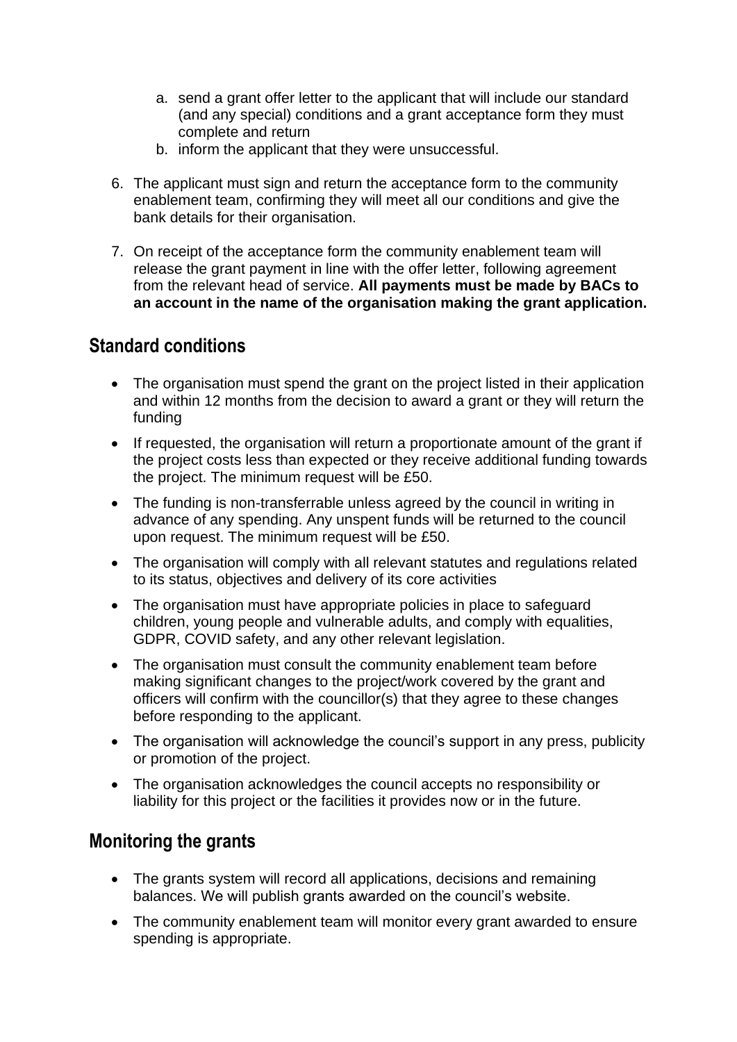a. send a grant offer letter to the applicant that will include our standard (and any special) conditions and a grant acceptance form they must complete and return
   b. inform the applicant that they were unsuccessful.

6. The applicant must sign and return the acceptance form to the community enablement team, confirming they will meet all our conditions and give the bank details for their organisation.

7. On receipt of the acceptance form the community enablement team will release the grant payment in line with the offer letter, following agreement from the relevant head of service. **All payments must be made by BACs to an account in the name of the organisation making the grant application.**

## Standard conditions

- The organisation must spend the grant on the project listed in their application and within 12 months from the decision to award a grant or they will return the funding
- If requested, the organisation will return a proportionate amount of the grant if the project costs less than expected or they receive additional funding towards the project. The minimum request will be £50.
- The funding is non-transferrable unless agreed by the council in writing in advance of any spending. Any unspent funds will be returned to the council upon request. The minimum request will be £50.
- The organisation will comply with all relevant statutes and regulations related to its status, objectives and delivery of its core activities
- The organisation must have appropriate policies in place to safeguard children, young people and vulnerable adults, and comply with equalities, GDPR, COVID safety, and any other relevant legislation.
- The organisation must consult the community enablement team before making significant changes to the project/work covered by the grant and officers will confirm with the councillor(s) that they agree to these changes before responding to the applicant.
- The organisation will acknowledge the council's support in any press, publicity or promotion of the project.
- The organisation acknowledges the council accepts no responsibility or liability for this project or the facilities it provides now or in the future.

## Monitoring the grants

- The grants system will record all applications, decisions and remaining balances. We will publish grants awarded on the council's website.
- The community enablement team will monitor every grant awarded to ensure spending is appropriate.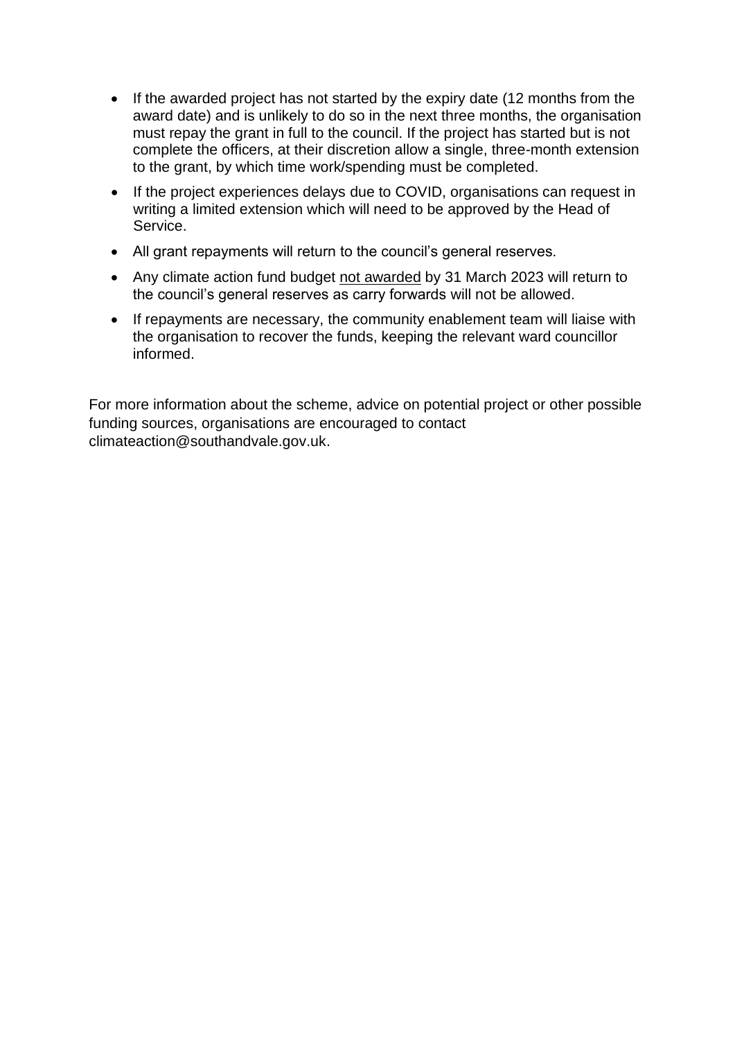- If the awarded project has not started by the expiry date (12 months from the award date) and is unlikely to do so in the next three months, the organisation must repay the grant in full to the council. If the project has started but is not complete the officers, at their discretion allow a single, three-month extension to the grant, by which time work/spending must be completed.
- If the project experiences delays due to COVID, organisations can request in writing a limited extension which will need to be approved by the Head of Service.
- All grant repayments will return to the council's general reserves.
- Any climate action fund budget <u>not awarded</u> by 31 March 2023 will return to the council's general reserves as carry forwards will not be allowed.
- If repayments are necessary, the community enablement team will liaise with the organisation to recover the funds, keeping the relevant ward councillor informed.

For more information about the scheme, advice on potential project or other possible funding sources, organisations are encouraged to contact climateaction@southandvale.gov.uk.